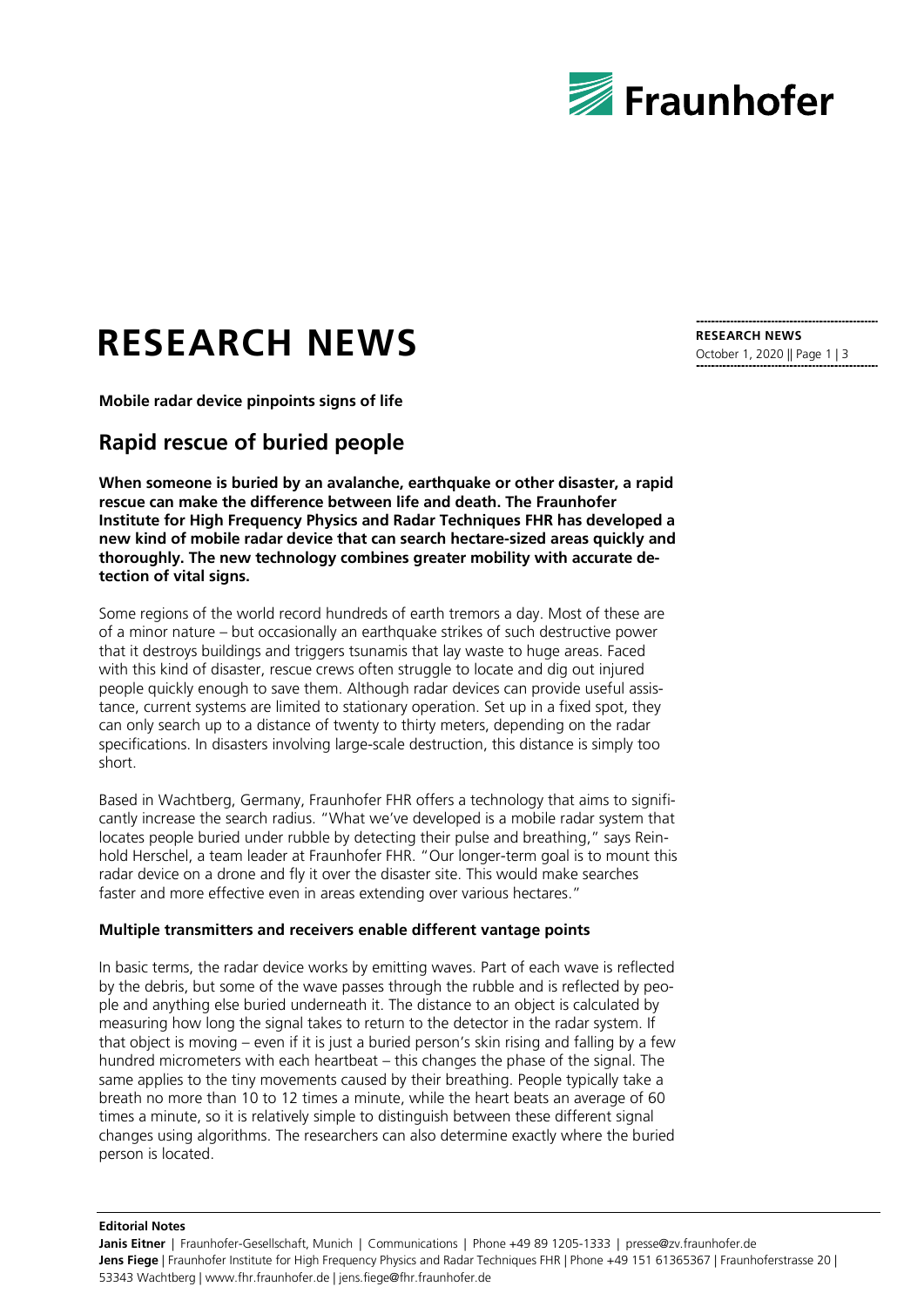# RESEARCH NEWS

**Mobile radar device pinpoints signs of life**

## Rapid rescue of buried people

**When someone is buried by an avalanche, earthquake or other disaster, a rapid rescue can make the difference between life and death. The Fraunhofer Institute for High Frequency Physics and Radar Techniques FHR has developed a new kind of mobile radar device that can search hectare-sized areas quickly and thoroughly. The new technology combines greater mobility with accurate detection of vital signs.**

Some regions of the world record hundreds of earth tremors a day. Most of these are of a minor nature – but occasionally an earthquake strikes of such destructive power that it destroys buildings and triggers tsunamis that lay waste to huge areas. Faced with this kind of disaster, rescue crews often struggle to locate and dig out injured people quickly enough to save them. Although radar devices can provide useful assistance, current systems are limited to stationary operation. Set up in a fixed spot, they can only search up to a distance of twenty to thirty meters, depending on the radar specifications. In disasters involving large-scale destruction, this distance is simply too short.

Based in Wachtberg, Germany, Fraunhofer FHR offers a technology that aims to significantly increase the search radius. "What we've developed is a mobile radar system that locates people buried under rubble by detecting their pulse and breathing," says Reinhold Herschel, a team leader at Fraunhofer FHR. "Our longer-term goal is to mount this radar device on a drone and fly it over the disaster site. This would make searches faster and more effective even in areas extending over various hectares."

### Multiple transmitters and receivers enable different vantage points

In basic terms, the radar device works by emitting waves. Part of each wave is reflected by the debris, but some of the wave passes through the rubble and is reflected by people and anything else buried underneath it. The distance to an object is calculated by measuring how long the signal takes to return to the detector in the radar system. If that object is moving – even if it is just a buried person's skin rising and falling by a few hundred micrometers with each heartbeat – this changes the phase of the signal. The same applies to the tiny movements caused by their breathing. People typically take a breath no more than 10 to 12 times a minute, while the heart beats an average of 60 times a minute, so it is relatively simple to distinguish between these different signal changes using algorithms. The researchers can also determine exactly where the buried person is located.

**Editorial Notes**

**Janis Eitner** | Fraunhofer-Gesellschaft, Munich | Communications | Phone +49 89 1205-1333 | presse@zv.fraunhofer.de
**Jens Fiege** | Fraunhofer Institute for High Frequency Physics and Radar Techniques FHR | Phone +49 151 61365367 | Fraunhoferstrasse 20 | 53343 Wachtberg | www.fhr.fraunhofer.de | jens.fiege@fhr.fraunhofer.de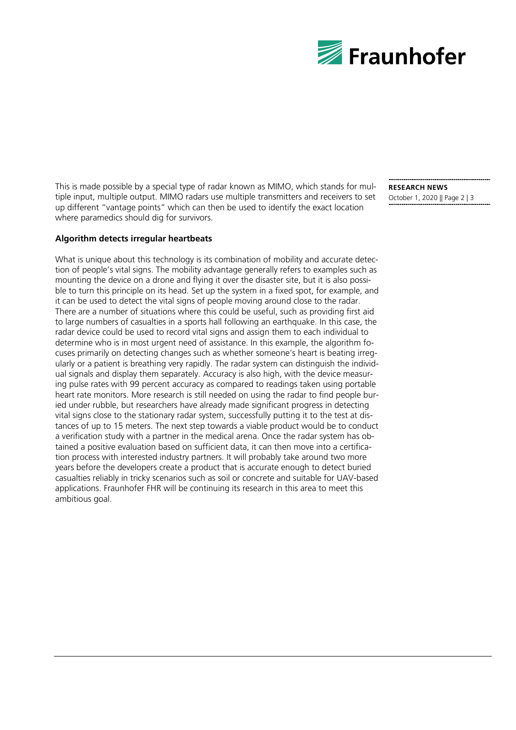This is made possible by a special type of radar known as MIMO, which stands for multiple input, multiple output. MIMO radars use multiple transmitters and receivers to set up different "vantage points" which can then be used to identify the exact location where paramedics should dig for survivors.

**Algorithm detects irregular heartbeats**

What is unique about this technology is its combination of mobility and accurate detection of people's vital signs. The mobility advantage generally refers to examples such as mounting the device on a drone and flying it over the disaster site, but it is also possible to turn this principle on its head. Set up the system in a fixed spot, for example, and it can be used to detect the vital signs of people moving around close to the radar. There are a number of situations where this could be useful, such as providing first aid to large numbers of casualties in a sports hall following an earthquake. In this case, the radar device could be used to record vital signs and assign them to each individual to determine who is in most urgent need of assistance. In this example, the algorithm focuses primarily on detecting changes such as whether someone's heart is beating irregularly or a patient is breathing very rapidly. The radar system can distinguish the individual signals and display them separately. Accuracy is also high, with the device measuring pulse rates with 99 percent accuracy as compared to readings taken using portable heart rate monitors. More research is still needed on using the radar to find people buried under rubble, but researchers have already made significant progress in detecting vital signs close to the stationary radar system, successfully putting it to the test at distances of up to 15 meters. The next step towards a viable product would be to conduct a verification study with a partner in the medical arena. Once the radar system has obtained a positive evaluation based on sufficient data, it can then move into a certification process with interested industry partners. It will probably take around two more years before the developers create a product that is accurate enough to detect buried casualties reliably in tricky scenarios such as soil or concrete and suitable for UAV-based applications. Fraunhofer FHR will be continuing its research in this area to meet this ambitious goal.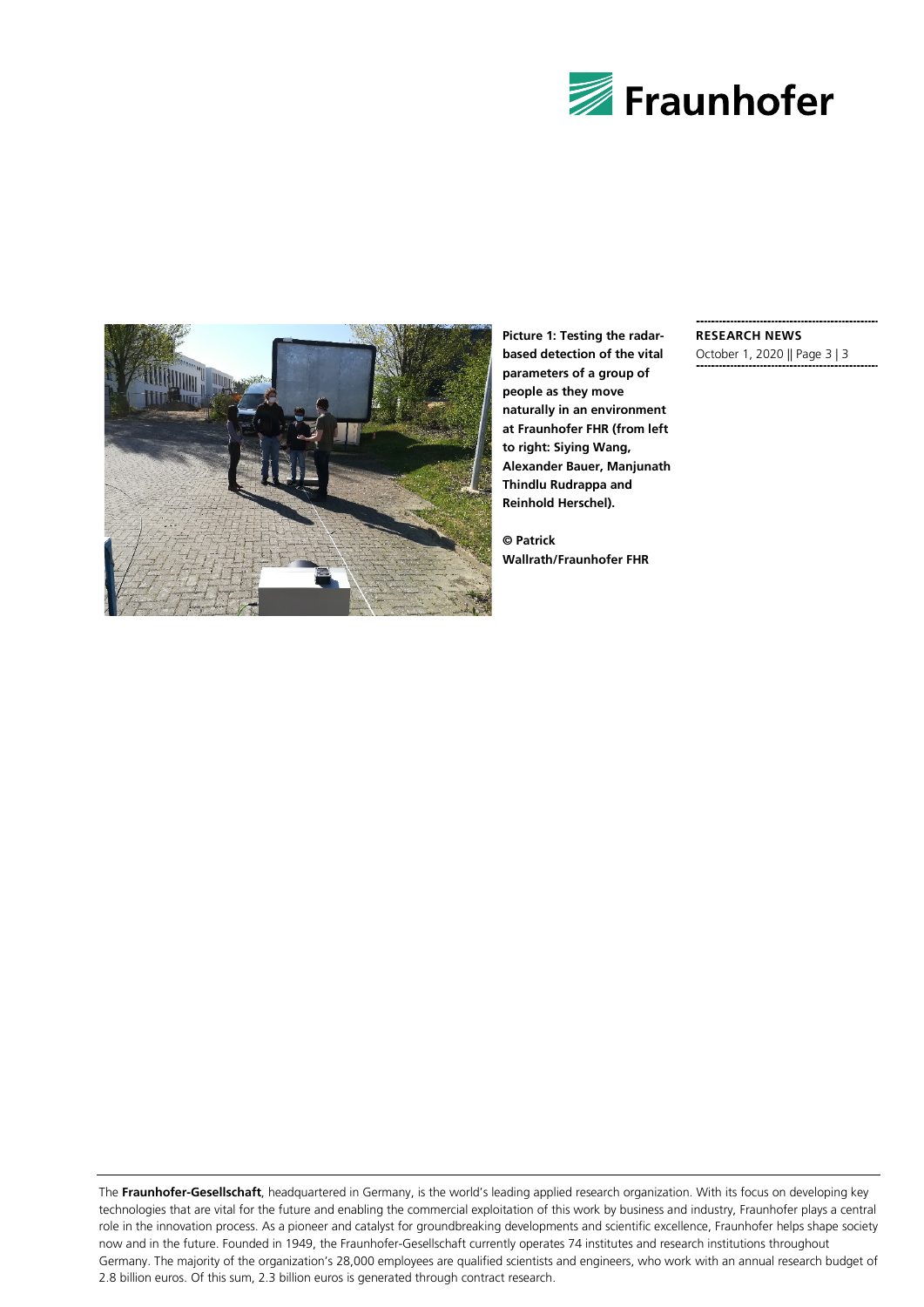**Picture 1: Testing the radar-based detection of the vital parameters of a group of people as they move naturally in an environment at Fraunhofer FHR (from left to right: Siying Wang, Alexander Bauer, Manjunath Thindlu Rudrappa and Reinhold Herschel).**

**© Patrick Wallrath/Fraunhofer FHR**

The **Fraunhofer-Gesellschaft**, headquartered in Germany, is the world's leading applied research organization. With its focus on developing key technologies that are vital for the future and enabling the commercial exploitation of this work by business and industry, Fraunhofer plays a central role in the innovation process. As a pioneer and catalyst for groundbreaking developments and scientific excellence, Fraunhofer helps shape society now and in the future. Founded in 1949, the Fraunhofer-Gesellschaft currently operates 74 institutes and research institutions throughout Germany. The majority of the organization's 28,000 employees are qualified scientists and engineers, who work with an annual research budget of 2.8 billion euros. Of this sum, 2.3 billion euros is generated through contract research.